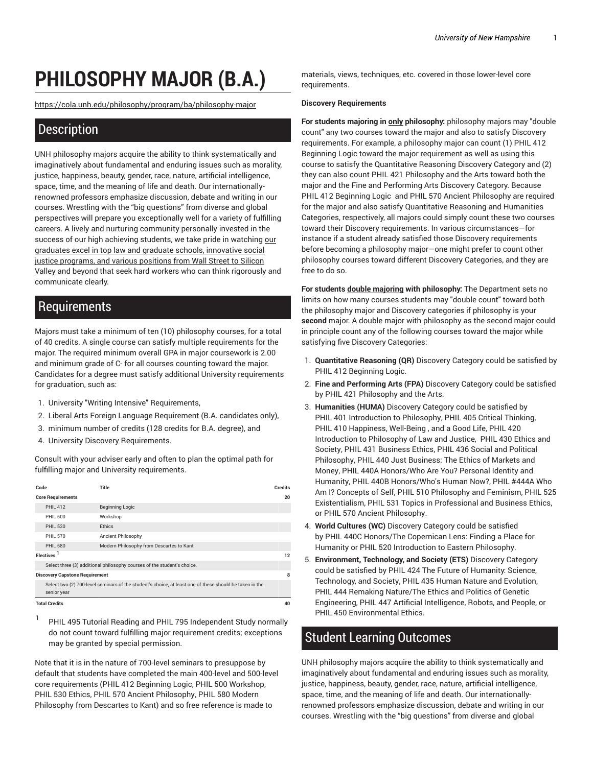# PHILOSOPHY MAJOR (B.A.)

https://cola.unh.edu/philosophy/program/ba/philosophy-major

## Description

UNH philosophy majors acquire the ability to think systematically and imaginatively about fundamental and enduring issues such as morality, justice, happiness, beauty, gender, race, nature, artificial intelligence, space, time, and the meaning of life and death. Our internationally-renowned professors emphasize discussion, debate and writing in our courses. Wrestling with the "big questions" from diverse and global perspectives will prepare you exceptionally well for a variety of fulfilling careers. A lively and nurturing community personally invested in the success of our high achieving students, we take pride in watching our graduates excel in top law and graduate schools, innovative social justice programs, and various positions from Wall Street to Silicon Valley and beyond that seek hard workers who can think rigorously and communicate clearly.

## Requirements

Majors must take a minimum of ten (10) philosophy courses, for a total of 40 credits. A single course can satisfy multiple requirements for the major. The required minimum overall GPA in major coursework is 2.00 and minimum grade of C- for all courses counting toward the major. Candidates for a degree must satisfy additional University requirements for graduation, such as:

1. University "Writing Intensive" Requirements,
2. Liberal Arts Foreign Language Requirement (B.A. candidates only),
3. minimum number of credits (128 credits for B.A. degree), and
4. University Discovery Requirements.

Consult with your adviser early and often to plan the optimal path for fulfilling major and University requirements.

| Code | Title | Credits |
|---|---|---|
| **Core Requirements** | | **20** |
| PHIL 412 | Beginning Logic | |
| PHIL 500 | Workshop | |
| PHIL 530 | Ethics | |
| PHIL 570 | Ancient Philosophy | |
| PHIL 580 | Modern Philosophy from Descartes to Kant | |
| **Electives** [1] | | **12** |
| Select three (3) additional philosophy courses of the student's choice. | | |
| **Discovery Capstone Requirement** | | **8** |
| Select two (2) 700-level seminars of the student's choice, at least one of these should be taken in the senior year | | |
| **Total Credits** | | **40** |

[1] PHIL 495 Tutorial Reading and PHIL 795 Independent Study normally do not count toward fulfilling major requirement credits; exceptions may be granted by special permission.

Note that it is in the nature of 700-level seminars to presuppose by default that students have completed the main 400-level and 500-level core requirements (PHIL 412 Beginning Logic, PHIL 500 Workshop, PHIL 530 Ethics, PHIL 570 Ancient Philosophy, PHIL 580 Modern Philosophy from Descartes to Kant) and so free reference is made to materials, views, techniques, etc. covered in those lower-level core requirements.

**Discovery Requirements**

**For students majoring in only philosophy:** philosophy majors may "double count" any two courses toward the major and also to satisfy Discovery requirements. For example, a philosophy major can count (1) PHIL 412 Beginning Logic toward the major requirement as well as using this course to satisfy the Quantitative Reasoning Discovery Category and (2) they can also count PHIL 421 Philosophy and the Arts toward both the major and the Fine and Performing Arts Discovery Category. Because PHIL 412 Beginning Logic and PHIL 570 Ancient Philosophy are required for the major and also satisfy Quantitative Reasoning and Humanities Categories, respectively, all majors could simply count these two courses toward their Discovery requirements. In various circumstances—for instance if a student already satisfied those Discovery requirements before becoming a philosophy major—one might prefer to count other philosophy courses toward different Discovery Categories, and they are free to do so.

**For students double majoring with philosophy:** The Department sets no limits on how many courses students may "double count" toward both the philosophy major and Discovery categories if philosophy is your **second** major. A double major with philosophy as the second major could in principle count any of the following courses toward the major while satisfying five Discovery Categories:

1. **Quantitative Reasoning (QR)** Discovery Category could be satisfied by PHIL 412 Beginning Logic.
2. **Fine and Performing Arts (FPA)** Discovery Category could be satisfied by PHIL 421 Philosophy and the Arts.
3. **Humanities (HUMA)** Discovery Category could be satisfied by PHIL 401 Introduction to Philosophy, PHIL 405 Critical Thinking, PHIL 410 Happiness, Well-Being , and a Good Life, PHIL 420 Introduction to Philosophy of Law and Justice, PHIL 430 Ethics and Society, PHIL 431 Business Ethics, PHIL 436 Social and Political Philosophy, PHIL 440 Just Business: The Ethics of Markets and Money, PHIL 440A Honors/Who Are You? Personal Identity and Humanity, PHIL 440B Honors/Who's Human Now?, PHIL #444A Who Am I? Concepts of Self, PHIL 510 Philosophy and Feminism, PHIL 525 Existentialism, PHIL 531 Topics in Professional and Business Ethics, or PHIL 570 Ancient Philosophy.
4. **World Cultures (WC)** Discovery Category could be satisfied by PHIL 440C Honors/The Copernican Lens: Finding a Place for Humanity or PHIL 520 Introduction to Eastern Philosophy.
5. **Environment, Technology, and Society (ETS)** Discovery Category could be satisfied by PHIL 424 The Future of Humanity: Science, Technology, and Society, PHIL 435 Human Nature and Evolution, PHIL 444 Remaking Nature/The Ethics and Politics of Genetic Engineering, PHIL 447 Artificial Intelligence, Robots, and People, or PHIL 450 Environmental Ethics.

## Student Learning Outcomes

UNH philosophy majors acquire the ability to think systematically and imaginatively about fundamental and enduring issues such as morality, justice, happiness, beauty, gender, race, nature, artificial intelligence, space, time, and the meaning of life and death. Our internationally-renowned professors emphasize discussion, debate and writing in our courses. Wrestling with the "big questions" from diverse and global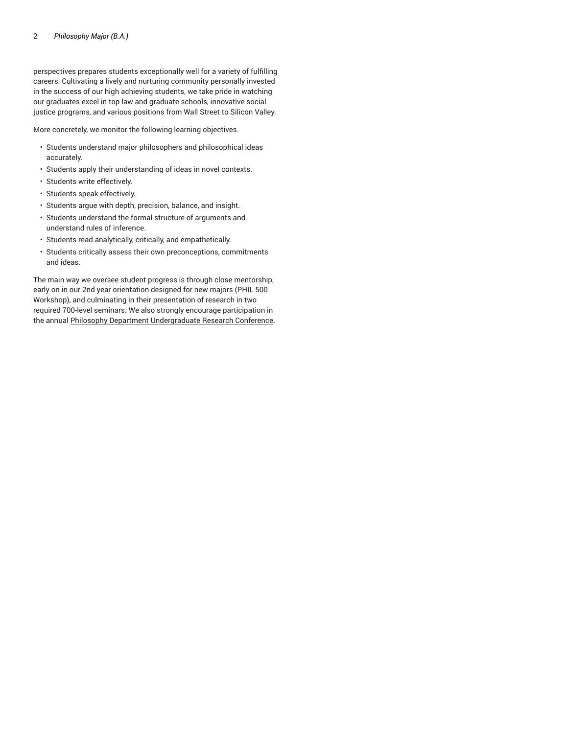perspectives prepares students exceptionally well for a variety of fulfilling careers. Cultivating a lively and nurturing community personally invested in the success of our high achieving students, we take pride in watching our graduates excel in top law and graduate schools, innovative social justice programs, and various positions from Wall Street to Silicon Valley.

More concretely, we monitor the following learning objectives.

- Students understand major philosophers and philosophical ideas accurately.
- Students apply their understanding of ideas in novel contexts.
- Students write effectively.
- Students speak effectively.
- Students argue with depth, precision, balance, and insight.
- Students understand the formal structure of arguments and understand rules of inference.
- Students read analytically, critically, and empathetically.
- Students critically assess their own preconceptions, commitments and ideas.

The main way we oversee student progress is through close mentorship, early on in our 2nd year orientation designed for new majors (PHIL 500 Workshop), and culminating in their presentation of research in two required 700-level seminars. We also strongly encourage participation in the annual Philosophy Department Undergraduate Research Conference.